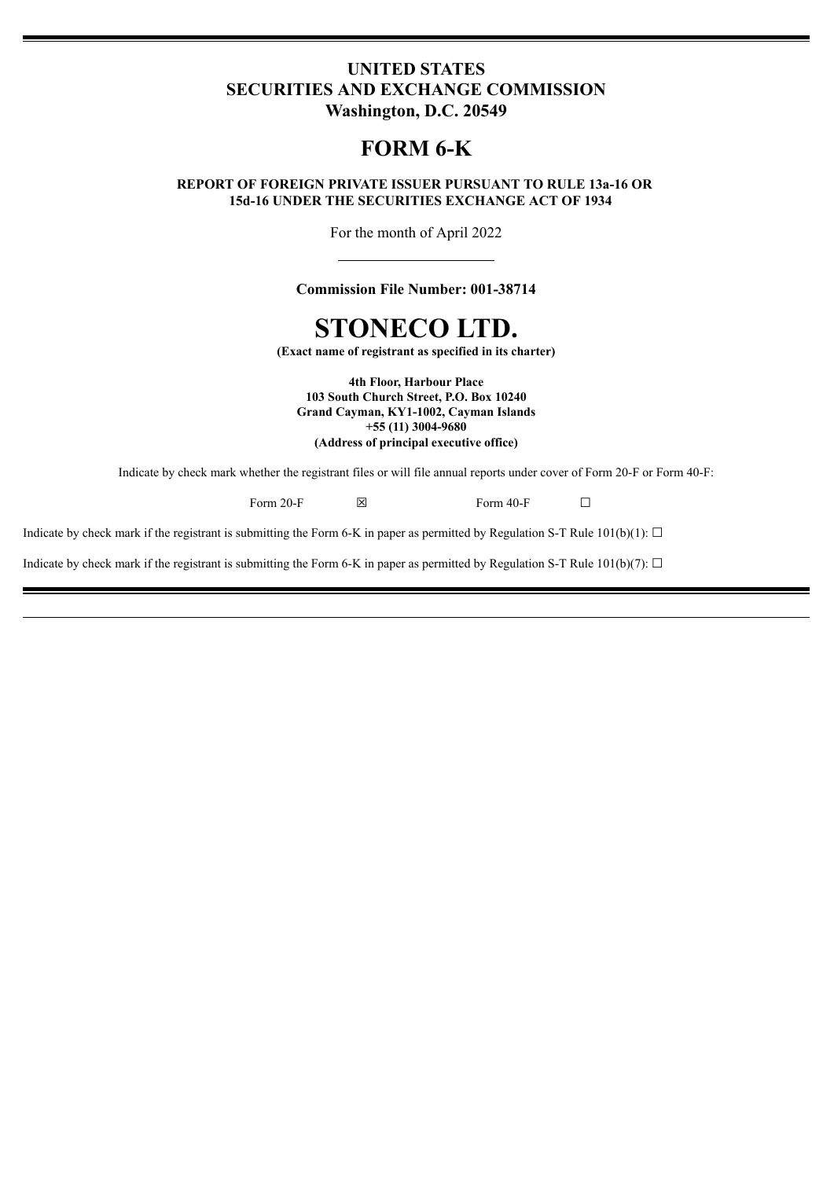**UNITED STATES**
**SECURITIES AND EXCHANGE COMMISSION**
**Washington, D.C. 20549**

# FORM 6-K

**REPORT OF FOREIGN PRIVATE ISSUER PURSUANT TO RULE 13a-16 OR 15d-16 UNDER THE SECURITIES EXCHANGE ACT OF 1934**

For the month of April 2022

**Commission File Number: 001-38714**

# STONECO LTD.

**(Exact name of registrant as specified in its charter)**

**4th Floor, Harbour Place**
**103 South Church Street, P.O. Box 10240**
**Grand Cayman, KY1-1002, Cayman Islands**
**+55 (11) 3004-9680**
**(Address of principal executive office)**

Indicate by check mark whether the registrant files or will file annual reports under cover of Form 20-F or Form 40-F:

Form 20-F ☒ Form 40-F ☐

Indicate by check mark if the registrant is submitting the Form 6-K in paper as permitted by Regulation S-T Rule 101(b)(1): ☐

Indicate by check mark if the registrant is submitting the Form 6-K in paper as permitted by Regulation S-T Rule 101(b)(7): ☐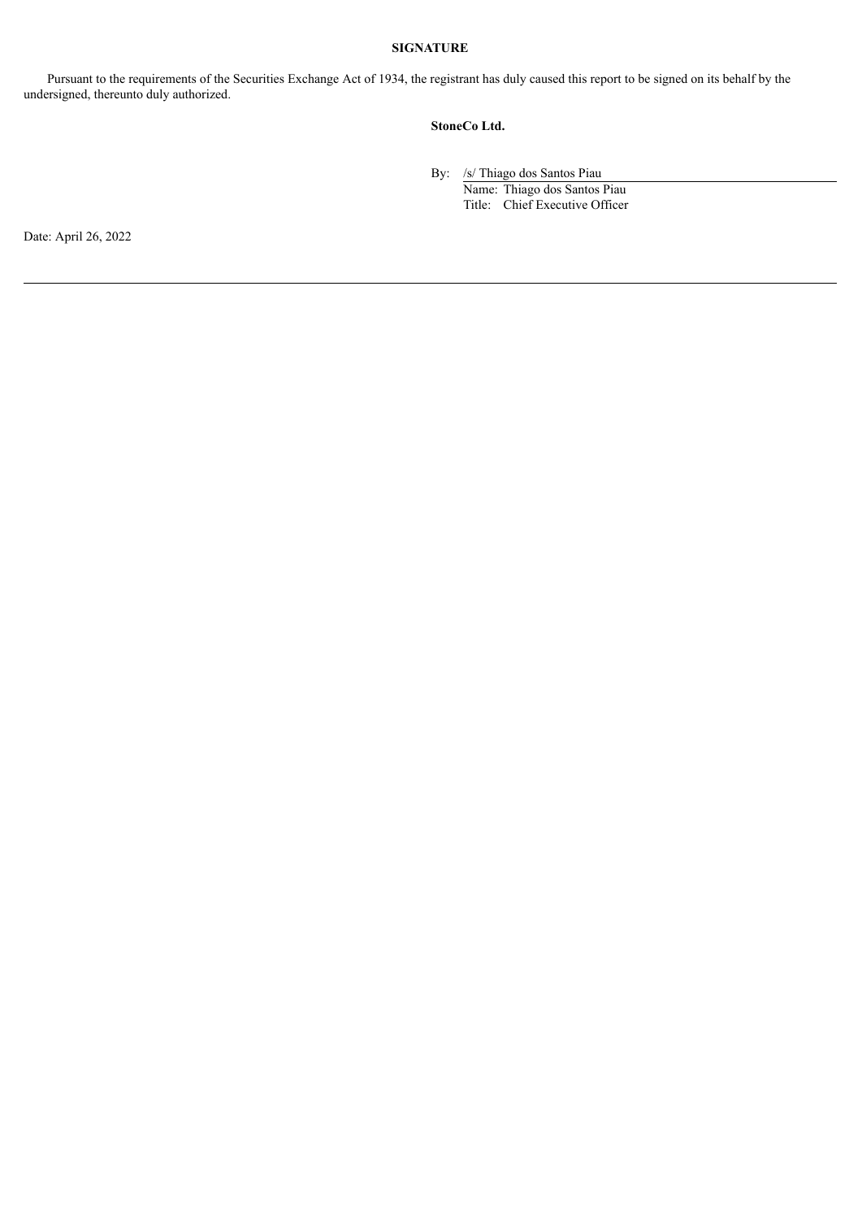**SIGNATURE**

Pursuant to the requirements of the Securities Exchange Act of 1934, the registrant has duly caused this report to be signed on its behalf by the undersigned, thereunto duly authorized.

**StoneCo Ltd.**

By: /s/ Thiago dos Santos Piau
Name: Thiago dos Santos Piau
Title: Chief Executive Officer

Date: April 26, 2022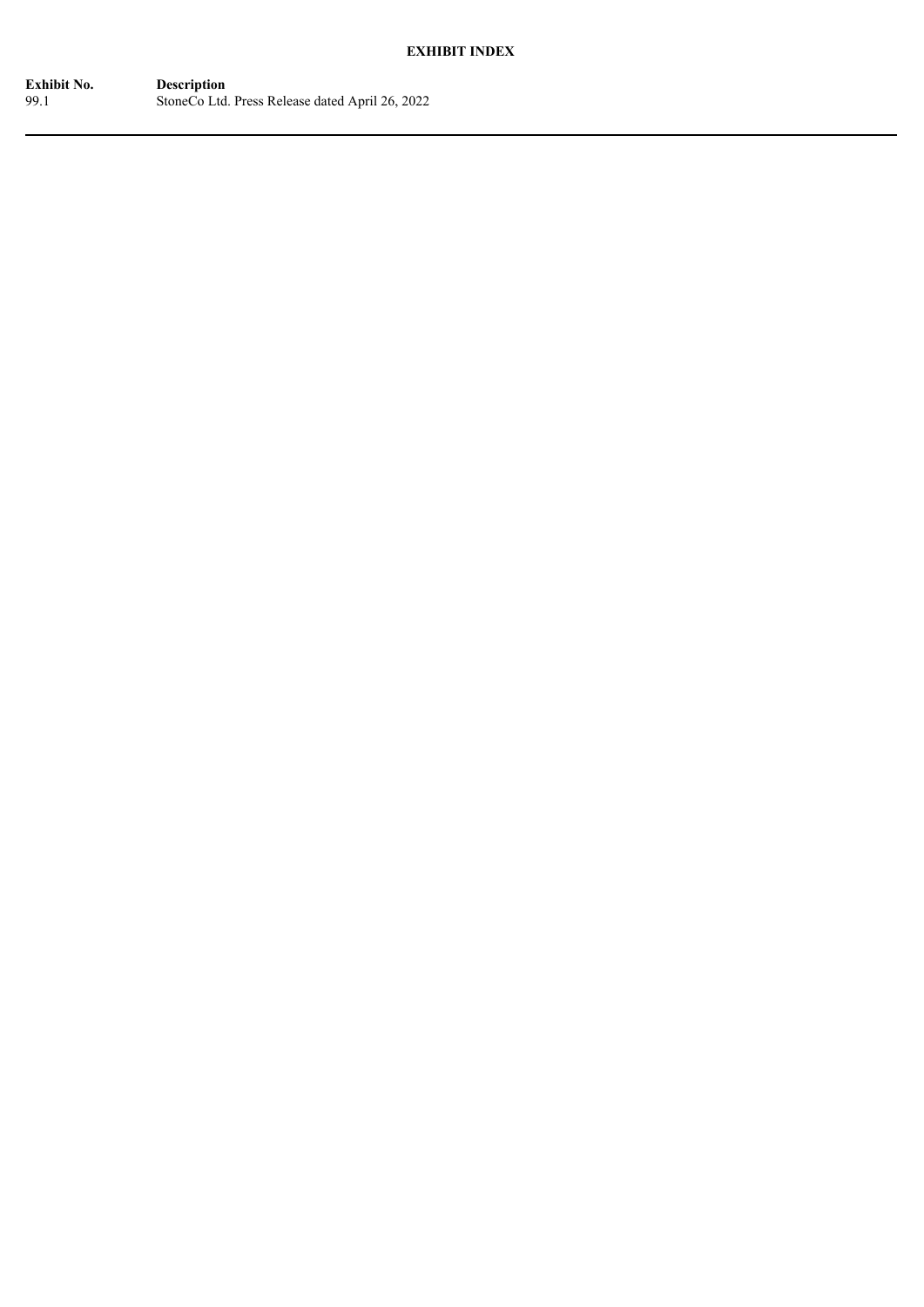**EXHIBIT INDEX**

| Exhibit No. | Description |
| --- | --- |
| 99.1 | StoneCo Ltd. Press Release dated April 26, 2022 |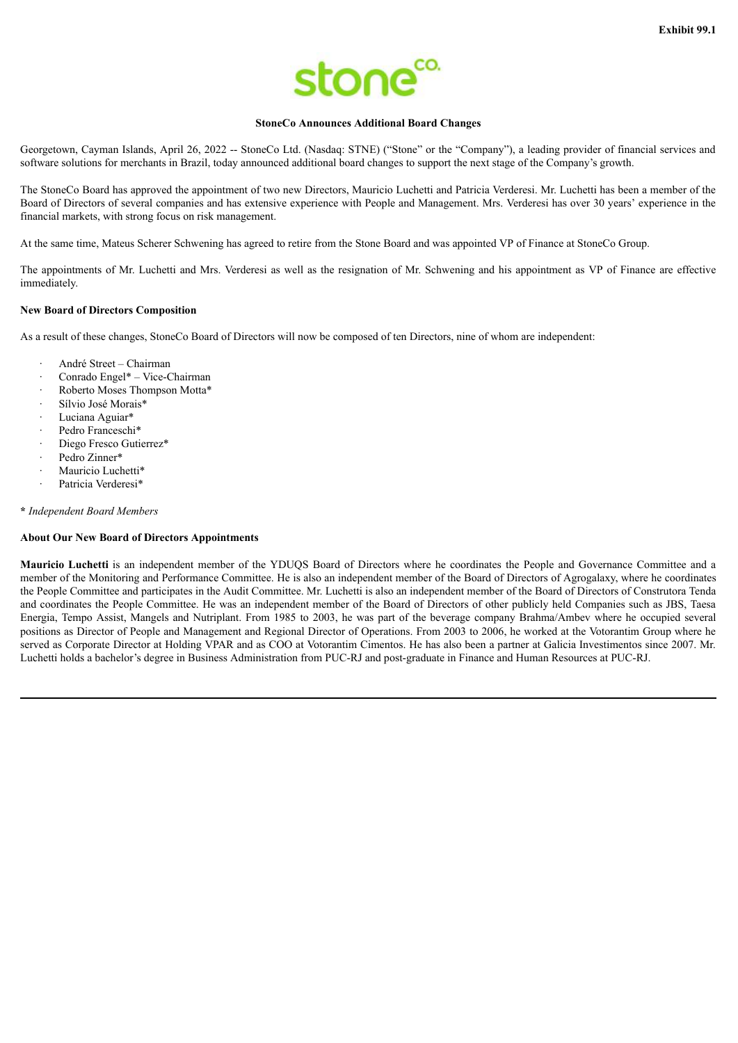Exhibit 99.1

**StoneCo Announces Additional Board Changes**

Georgetown, Cayman Islands, April 26, 2022 -- StoneCo Ltd. (Nasdaq: STNE) ("Stone" or the "Company"), a leading provider of financial services and software solutions for merchants in Brazil, today announced additional board changes to support the next stage of the Company's growth.

The StoneCo Board has approved the appointment of two new Directors, Mauricio Luchetti and Patricia Verderesi. Mr. Luchetti has been a member of the Board of Directors of several companies and has extensive experience with People and Management. Mrs. Verderesi has over 30 years' experience in the financial markets, with strong focus on risk management.

At the same time, Mateus Scherer Schwening has agreed to retire from the Stone Board and was appointed VP of Finance at StoneCo Group.

The appointments of Mr. Luchetti and Mrs. Verderesi as well as the resignation of Mr. Schwening and his appointment as VP of Finance are effective immediately.

**New Board of Directors Composition**

As a result of these changes, StoneCo Board of Directors will now be composed of ten Directors, nine of whom are independent:

- André Street – Chairman
- Conrado Engel* – Vice-Chairman
- Roberto Moses Thompson Motta*
- Sílvio José Morais*
- Luciana Aguiar*
- Pedro Franceschi*
- Diego Fresco Gutierrez*
- Pedro Zinner*
- Mauricio Luchetti*
- Patricia Verderesi*

**\*** *Independent Board Members*

**About Our New Board of Directors Appointments**

**Mauricio Luchetti** is an independent member of the YDUQS Board of Directors where he coordinates the People and Governance Committee and a member of the Monitoring and Performance Committee. He is also an independent member of the Board of Directors of Agrogalaxy, where he coordinates the People Committee and participates in the Audit Committee. Mr. Luchetti is also an independent member of the Board of Directors of Construtora Tenda and coordinates the People Committee. He was an independent member of the Board of Directors of other publicly held Companies such as JBS, Taesa Energia, Tempo Assist, Mangels and Nutriplant. From 1985 to 2003, he was part of the beverage company Brahma/Ambev where he occupied several positions as Director of People and Management and Regional Director of Operations. From 2003 to 2006, he worked at the Votorantim Group where he served as Corporate Director at Holding VPAR and as COO at Votorantim Cimentos. He has also been a partner at Galicia Investimentos since 2007. Mr. Luchetti holds a bachelor's degree in Business Administration from PUC-RJ and post-graduate in Finance and Human Resources at PUC-RJ.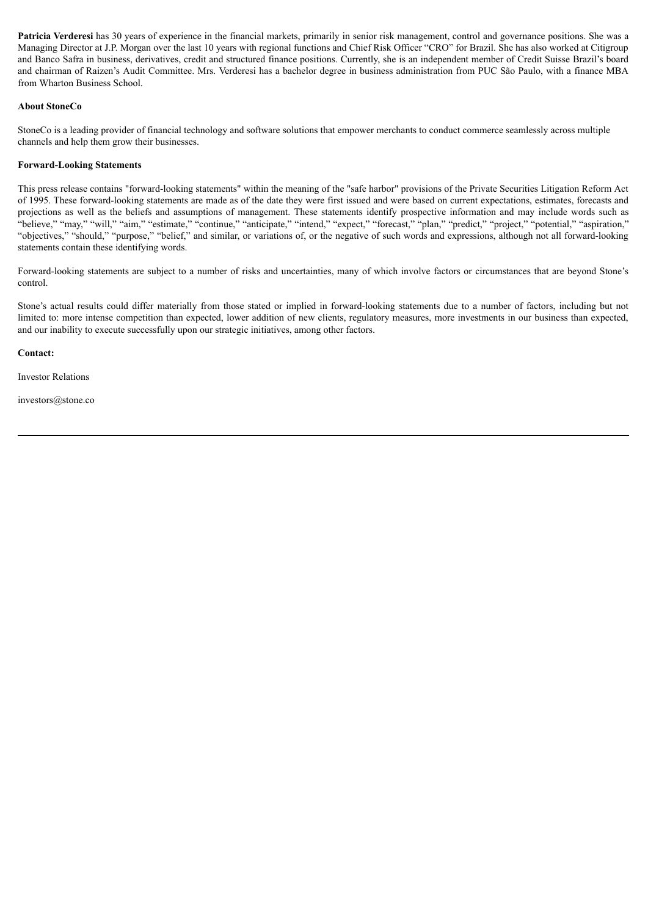**Patricia Verderesi** has 30 years of experience in the financial markets, primarily in senior risk management, control and governance positions. She was a Managing Director at J.P. Morgan over the last 10 years with regional functions and Chief Risk Officer “CRO” for Brazil. She has also worked at Citigroup and Banco Safra in business, derivatives, credit and structured finance positions. Currently, she is an independent member of Credit Suisse Brazil’s board and chairman of Raizen’s Audit Committee. Mrs. Verderesi has a bachelor degree in business administration from PUC São Paulo, with a finance MBA from Wharton Business School.

**About StoneCo**

StoneCo is a leading provider of financial technology and software solutions that empower merchants to conduct commerce seamlessly across multiple channels and help them grow their businesses.

**Forward-Looking Statements**

This press release contains "forward-looking statements" within the meaning of the "safe harbor" provisions of the Private Securities Litigation Reform Act of 1995. These forward-looking statements are made as of the date they were first issued and were based on current expectations, estimates, forecasts and projections as well as the beliefs and assumptions of management. These statements identify prospective information and may include words such as “believe,” “may,” “will,” “aim,” “estimate,” “continue,” “anticipate,” “intend,” “expect,” “forecast,” “plan,” “predict,” “project,” “potential,” “aspiration,” “objectives,” “should,” “purpose,” “belief,” and similar, or variations of, or the negative of such words and expressions, although not all forward-looking statements contain these identifying words.

Forward-looking statements are subject to a number of risks and uncertainties, many of which involve factors or circumstances that are beyond Stone’s control.

Stone’s actual results could differ materially from those stated or implied in forward-looking statements due to a number of factors, including but not limited to: more intense competition than expected, lower addition of new clients, regulatory measures, more investments in our business than expected, and our inability to execute successfully upon our strategic initiatives, among other factors.

**Contact:**

Investor Relations

investors@stone.co